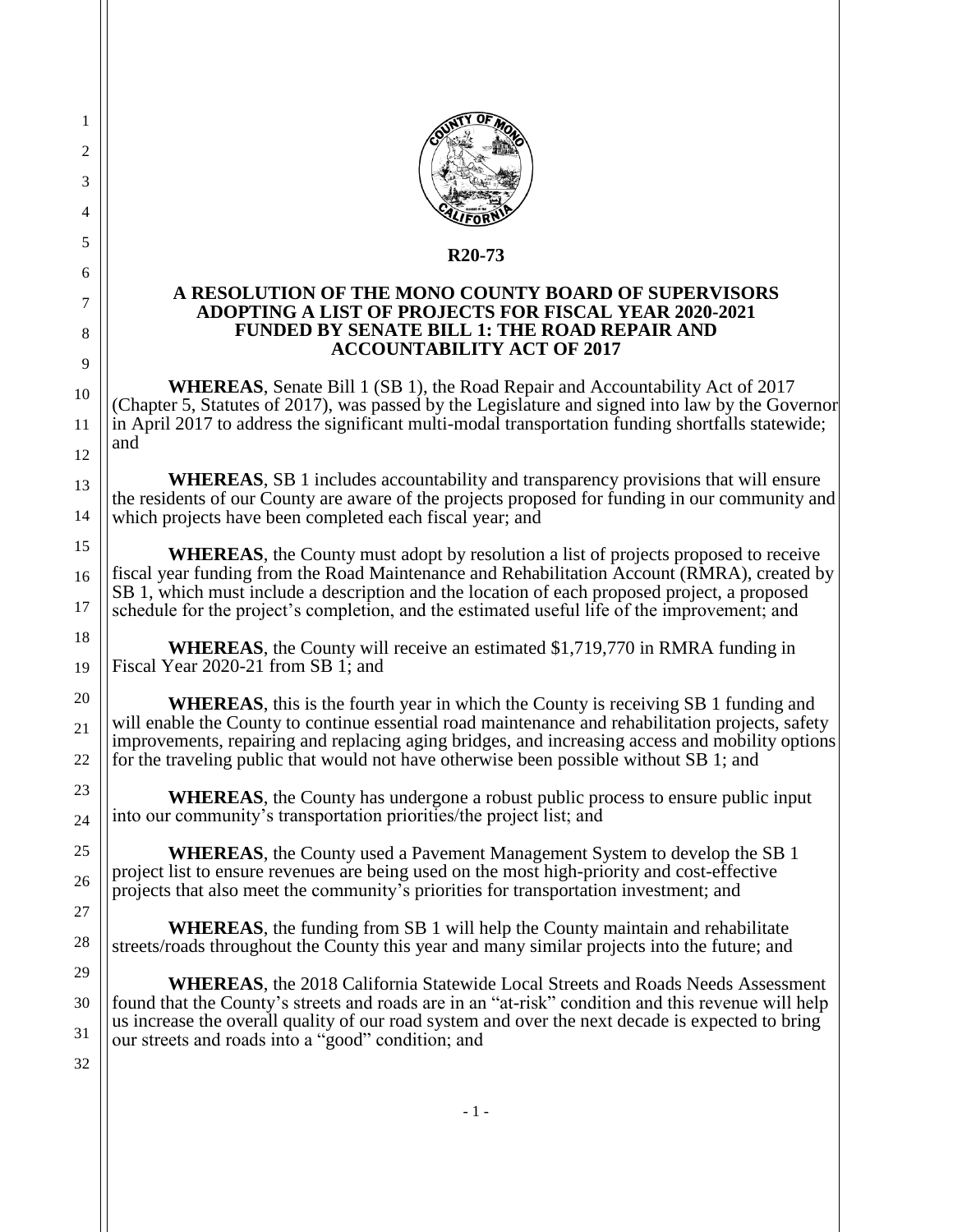**R20-73**

**A RESOLUTION OF THE MONO COUNTY BOARD OF SUPERVISORS ADOPTING A LIST OF PROJECTS FOR FISCAL YEAR 2020-2021 FUNDED BY SENATE BILL 1: THE ROAD REPAIR AND ACCOUNTABILITY ACT OF 2017**

**WHEREAS**, Senate Bill 1 (SB 1), the Road Repair and Accountability Act of 2017 (Chapter 5, Statutes of 2017), was passed by the Legislature and signed into law by the Governor in April 2017 to address the significant multi-modal transportation funding shortfalls statewide; and

**WHEREAS**, SB 1 includes accountability and transparency provisions that will ensure the residents of our County are aware of the projects proposed for funding in our community and which projects have been completed each fiscal year; and

**WHEREAS**, the County must adopt by resolution a list of projects proposed to receive fiscal year funding from the Road Maintenance and Rehabilitation Account (RMRA), created by SB 1, which must include a description and the location of each proposed project, a proposed schedule for the project's completion, and the estimated useful life of the improvement; and

**WHEREAS**, the County will receive an estimated $1,719,770 in RMRA funding in Fiscal Year 2020-21 from SB 1; and

**WHEREAS**, this is the fourth year in which the County is receiving SB 1 funding and will enable the County to continue essential road maintenance and rehabilitation projects, safety improvements, repairing and replacing aging bridges, and increasing access and mobility options for the traveling public that would not have otherwise been possible without SB 1; and

**WHEREAS**, the County has undergone a robust public process to ensure public input into our community's transportation priorities/the project list; and

**WHEREAS**, the County used a Pavement Management System to develop the SB 1 project list to ensure revenues are being used on the most high-priority and cost-effective projects that also meet the community's priorities for transportation investment; and

**WHEREAS**, the funding from SB 1 will help the County maintain and rehabilitate streets/roads throughout the County this year and many similar projects into the future; and

**WHEREAS**, the 2018 California Statewide Local Streets and Roads Needs Assessment found that the County's streets and roads are in an "at-risk" condition and this revenue will help us increase the overall quality of our road system and over the next decade is expected to bring our streets and roads into a "good" condition; and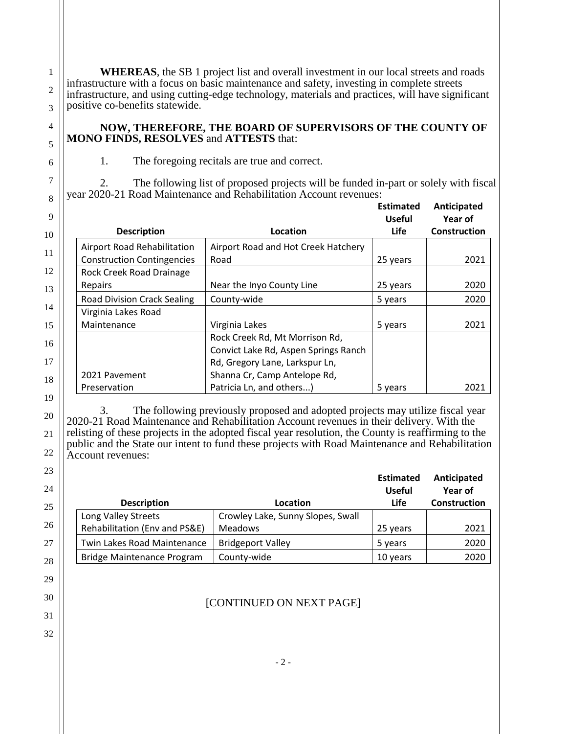**WHEREAS**, the SB 1 project list and overall investment in our local streets and roads infrastructure with a focus on basic maintenance and safety, investing in complete streets infrastructure, and using cutting-edge technology, materials and practices, will have significant positive co-benefits statewide.

**NOW, THEREFORE, THE BOARD OF SUPERVISORS OF THE COUNTY OF MONO FINDS, RESOLVES** and **ATTESTS** that:

1. The foregoing recitals are true and correct.

2. The following list of proposed projects will be funded in-part or solely with fiscal year 2020-21 Road Maintenance and Rehabilitation Account revenues:

| Description | Location | Estimated Useful Life | Anticipated Year of Construction |
|---|---|---|---|
| Airport Road Rehabilitation Construction Contingencies | Airport Road and Hot Creek Hatchery Road | 25 years | 2021 |
| Rock Creek Road Drainage Repairs | Near the Inyo County Line | 25 years | 2020 |
| Road Division Crack Sealing | County-wide | 5 years | 2020 |
| Virginia Lakes Road Maintenance | Virginia Lakes | 5 years | 2021 |
| 2021 Pavement Preservation | Rock Creek Rd, Mt Morrison Rd, Convict Lake Rd, Aspen Springs Ranch Rd, Gregory Lane, Larkspur Ln, Shanna Cr, Camp Antelope Rd, Patricia Ln, and others...) | 5 years | 2021 |

3. The following previously proposed and adopted projects may utilize fiscal year 2020-21 Road Maintenance and Rehabilitation Account revenues in their delivery. With the relisting of these projects in the adopted fiscal year resolution, the County is reaffirming to the public and the State our intent to fund these projects with Road Maintenance and Rehabilitation Account revenues:

| Description | Location | Estimated Useful Life | Anticipated Year of Construction |
|---|---|---|---|
| Long Valley Streets Rehabilitation (Env and PS&E) | Crowley Lake, Sunny Slopes, Swall Meadows | 25 years | 2021 |
| Twin Lakes Road Maintenance | Bridgeport Valley | 5 years | 2020 |
| Bridge Maintenance Program | County-wide | 10 years | 2020 |

[CONTINUED ON NEXT PAGE]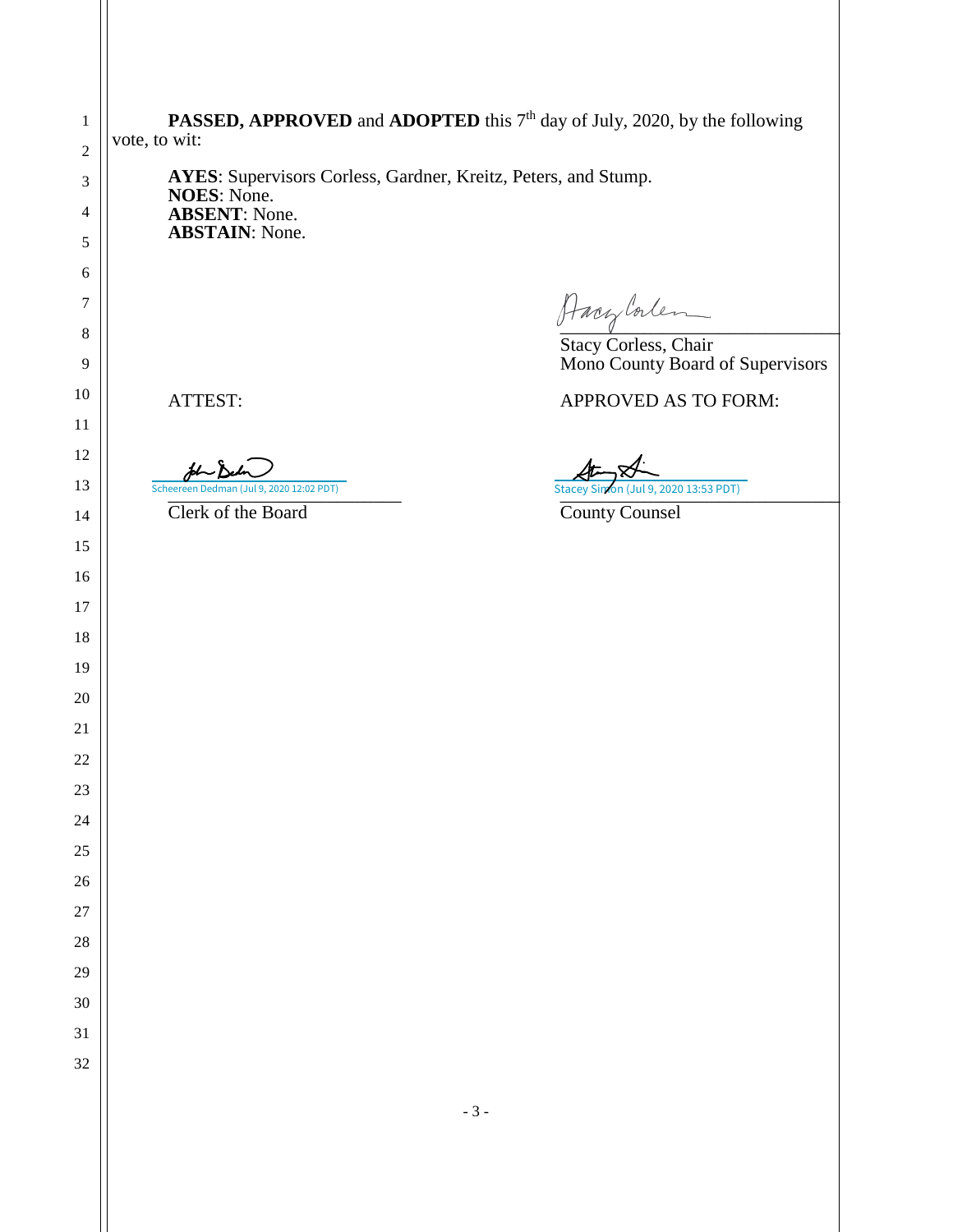**PASSED, APPROVED** and **ADOPTED** this 7th day of July, 2020, by the following vote, to wit:

**AYES**: Supervisors Corless, Gardner, Kreitz, Peters, and Stump.
**NOES**: None.
**ABSENT**: None.
**ABSTAIN**: None.

Stacy Corless, Chair
Mono County Board of Supervisors

ATTEST:

Scheereen Dedman (Jul 9, 2020 12:02 PDT)

Clerk of the Board

APPROVED AS TO FORM:

Stacey Simon (Jul 9, 2020 13:53 PDT)

County Counsel